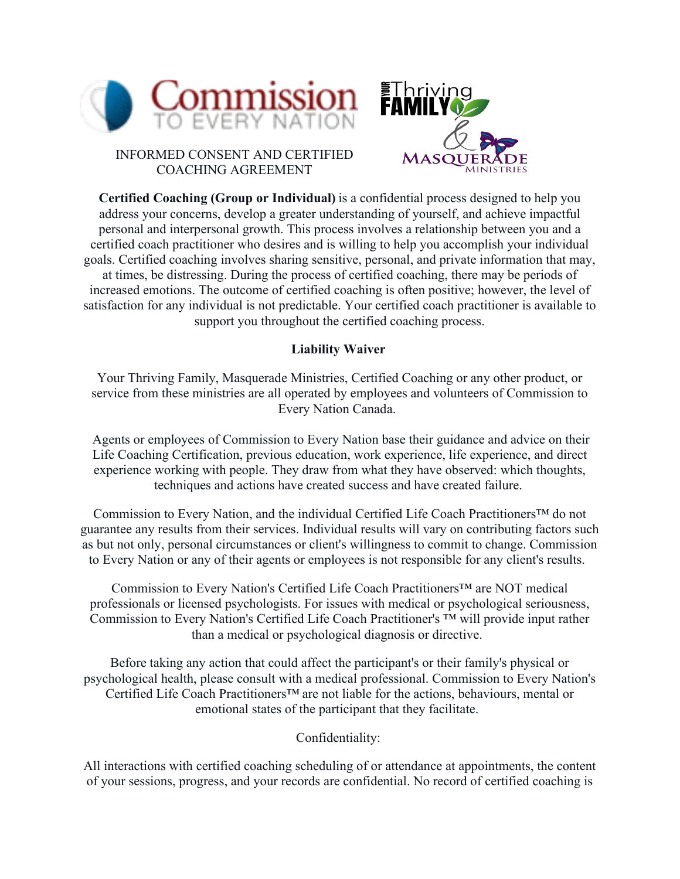INFORMED CONSENT AND CERTIFIED COACHING AGREEMENT

**Certified Coaching (Group or Individual)** is a confidential process designed to help you address your concerns, develop a greater understanding of yourself, and achieve impactful personal and interpersonal growth. This process involves a relationship between you and a certified coach practitioner who desires and is willing to help you accomplish your individual goals. Certified coaching involves sharing sensitive, personal, and private information that may, at times, be distressing. During the process of certified coaching, there may be periods of increased emotions. The outcome of certified coaching is often positive; however, the level of satisfaction for any individual is not predictable. Your certified coach practitioner is available to support you throughout the certified coaching process.

**Liability Waiver**

Your Thriving Family, Masquerade Ministries, Certified Coaching or any other product, or service from these ministries are all operated by employees and volunteers of Commission to Every Nation Canada.

Agents or employees of Commission to Every Nation base their guidance and advice on their Life Coaching Certification, previous education, work experience, life experience, and direct experience working with people. They draw from what they have observed: which thoughts, techniques and actions have created success and have created failure.

Commission to Every Nation, and the individual Certified Life Coach Practitioners™ do not guarantee any results from their services. Individual results will vary on contributing factors such as but not only, personal circumstances or client's willingness to commit to change. Commission to Every Nation or any of their agents or employees is not responsible for any client's results.

Commission to Every Nation's Certified Life Coach Practitioners™ are NOT medical professionals or licensed psychologists. For issues with medical or psychological seriousness, Commission to Every Nation's Certified Life Coach Practitioner's ™ will provide input rather than a medical or psychological diagnosis or directive.

Before taking any action that could affect the participant's or their family's physical or psychological health, please consult with a medical professional. Commission to Every Nation's Certified Life Coach Practitioners™ are not liable for the actions, behaviours, mental or emotional states of the participant that they facilitate.

Confidentiality:

All interactions with certified coaching scheduling of or attendance at appointments, the content of your sessions, progress, and your records are confidential. No record of certified coaching is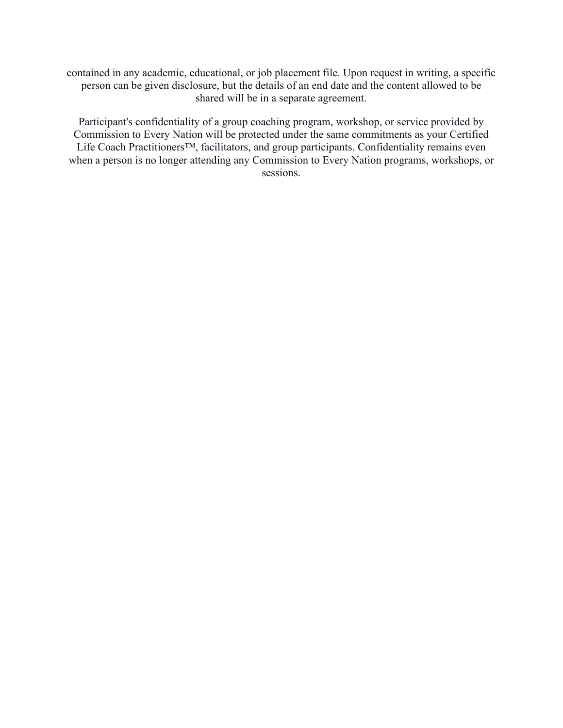contained in any academic, educational, or job placement file. Upon request in writing, a specific person can be given disclosure, but the details of an end date and the content allowed to be shared will be in a separate agreement.

Participant's confidentiality of a group coaching program, workshop, or service provided by Commission to Every Nation will be protected under the same commitments as your Certified Life Coach Practitioners™, facilitators, and group participants. Confidentiality remains even when a person is no longer attending any Commission to Every Nation programs, workshops, or sessions.